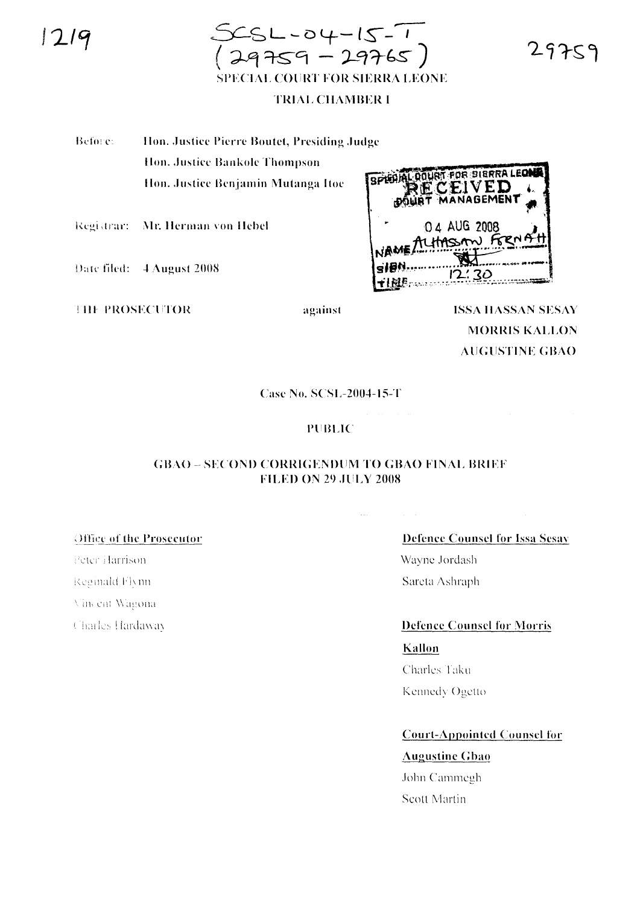1219

SCSL-04-15-T
(29759 – 29765)

29759

SPECIAL COURT FOR SIERRA LEONE

TRIAL CHAMBER I

Before: Hon. Justice Pierre Boutet, Presiding Judge
Hon. Justice Bankole Thompson
Hon. Justice Benjamin Mutanga Itoe

Registrar: Mr. Herman von Hebel

Date filed: 4 August 2008

SPECIAL COURT FOR SIERRA LEONE
RECEIVED
COURT MANAGEMENT
04 AUG 2008
NAME ALHASSAN FORNAH
SIGN
TIME 12:30

THE PROSECUTOR against ISSA HASSAN SESAY
MORRIS KALLON
AUGUSTINE GBAO

Case No. SCSL-2004-15-T

PUBLIC

**GBAO – SECOND CORRIGENDUM TO GBAO FINAL BRIEF FILED ON 29 JULY 2008**

**Office of the Prosecutor**

Peter Harrison
Reginald Flynn
Vincent Wagona
Charles Hardaway

**Defence Counsel for Issa Sesay**

Wayne Jordash
Sareta Ashraph

**Defence Counsel for Morris Kallon**

Charles Taku
Kennedy Ogetto

**Court-Appointed Counsel for Augustine Gbao**

John Cammegh
Scott Martin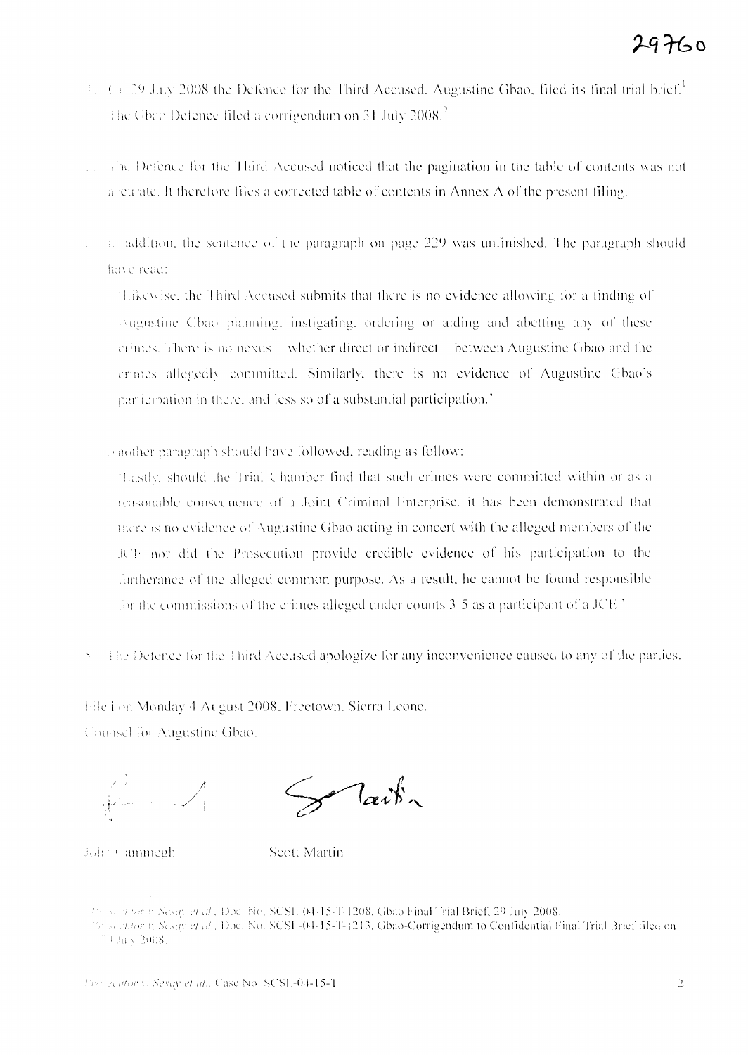1. On 29 July 2008 the Defence for the Third Accused, Augustine Gbao, filed its final trial brief.[1] The Gbao Defence filed a corrigendum on 31 July 2008.[2]

2. The Defence for the Third Accused noticed that the pagination in the table of contents was not accurate. It therefore files a corrected table of contents in Annex A of the present filing.

3. In addition, the sentence of the paragraph on page 229 was unfinished. The paragraph should have read:

   'Likewise, the Third Accused submits that there is no evidence allowing for a finding of Augustine Gbao planning, instigating, ordering or aiding and abetting any of these crimes. There is no nexus – whether direct or indirect – between Augustine Gbao and the crimes allegedly committed. Similarly, there is no evidence of Augustine Gbao's participation in there, and less so of a substantial participation.'

4. Another paragraph should have followed, reading as follow:

   'Lastly, should the Trial Chamber find that such crimes were committed within or as a reasonable consequence of a Joint Criminal Enterprise, it has been demonstrated that there is no evidence of Augustine Gbao acting in concert with the alleged members of the JCE nor did the Prosecution provide credible evidence of his participation to the furtherance of the alleged common purpose. As a result, he cannot be found responsible for the commissions of the crimes alleged under counts 3-5 as a participant of a JCE.'

5. The Defence for the Third Accused apologize for any inconvenience caused to any of the parties.

Filed on Monday 4 August 2008, Freetown, Sierra Leone.

Counsel for Augustine Gbao.

John Cammegh          Scott Martin

---

[1] *Prosecutor v. Sesay et al.*, Doc. No. SCSL-04-15-T-1208, Gbao Final Trial Brief, 29 July 2008.

[2] *Prosecutor v. Sesay et al.*, Doc. No. SCSL-04-15-T-1213, Gbao-Corrigendum to Confidential Final Trial Brief filed on 29 July 2008.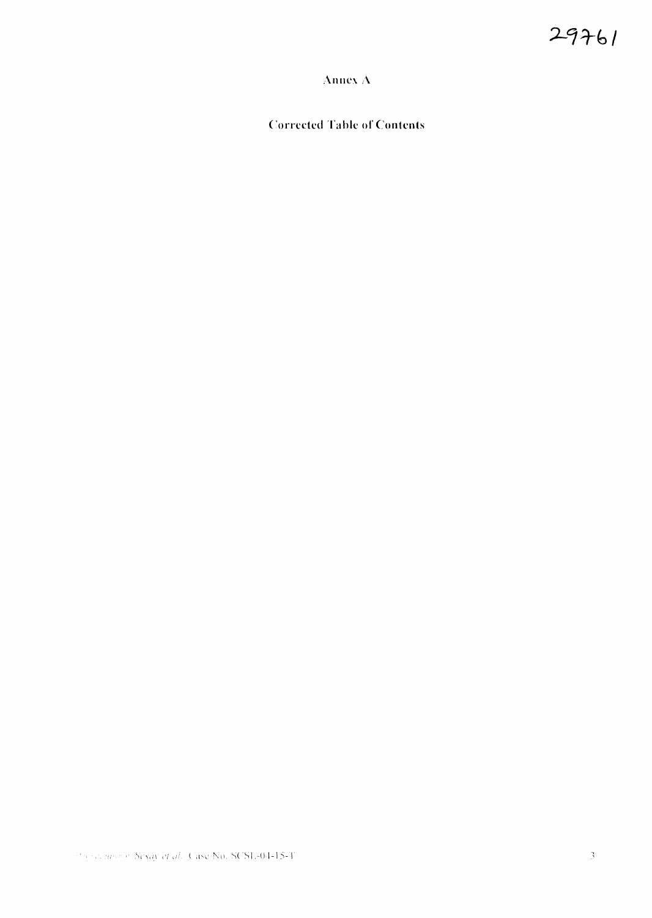# Annex A

## Corrected Table of Contents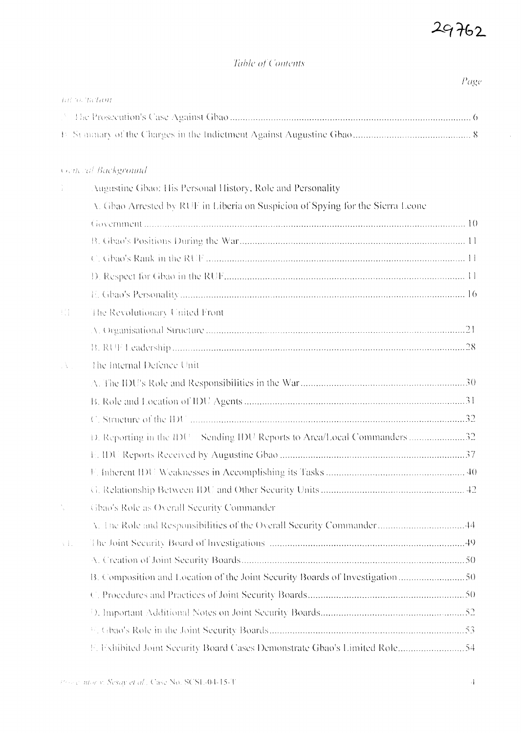*Table of Contents*

*Page*

*Introduction*

A. The Prosecution's Case Against Gbao .......... 6

B. Summary of the Charges in the Indictment Against Augustine Gbao .......... 8

*General Background*

I. Augustine Gbao: His Personal History, Role and Personality

A. Gbao Arrested by RUF in Liberia on Suspicion of Spying for the Sierra Leone Government .......... 10

B. Gbao's Positions During the War .......... 11

C. Gbao's Rank in the RUF .......... 11

D. Respect for Gbao in the RUF .......... 11

E. Gbao's Personality .......... 16

III. The Revolutionary United Front

A. Organisational Structure .......... 21

B. RUF Leadership .......... 28

IV. The Internal Defence Unit

A. The IDU's Role and Responsibilities in the War .......... 30

B. Role and Location of IDU Agents .......... 31

C. Structure of the IDU .......... 32

D. Reporting in the IDU – Sending IDU Reports to Area/Local Commanders .......... 32

E. IDU Reports Received by Augustine Gbao .......... 37

F. Inherent IDU Weaknesses in Accomplishing its Tasks .......... 40

G. Relationship Between IDU and Other Security Units .......... 42

V. Gbao's Role as Overall Security Commander

A. The Role and Responsibilities of the Overall Security Commander .......... 44

VI. The Joint Security Board of Investigations .......... 49

A. Creation of Joint Security Boards .......... 50

B. Composition and Location of the Joint Security Boards of Investigation .......... 50

C. Procedures and Practices of Joint Security Boards .......... 50

D. Important Additional Notes on Joint Security Boards .......... 52

E. Gbao's Role in the Joint Security Boards .......... 53

F. Exhibited Joint Security Board Cases Demonstrate Gbao's Limited Role .......... 54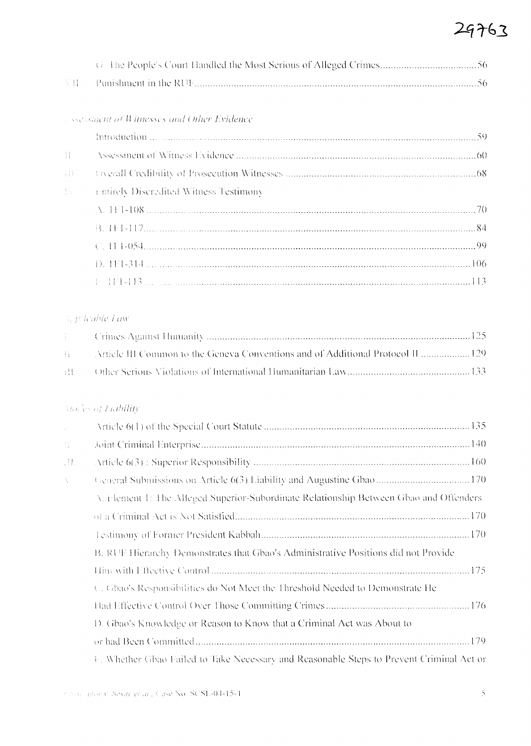29763

| | | |
|---|---|---|
| | G. The People's Court Handled the Most Serious of Alleged Crimes | 56 |
| VII | Punishment in the RUF | 56 |

*Assessment of Witnesses and Other Evidence*

| | | |
|---|---|---|
| I | Introduction | 59 |
| II | Assessment of Witness Evidence | 60 |
| III | Overall Credibility of Prosecution Witnesses | 68 |
| IV | Entirely Discredited Witness Testimony | |
| | A. TF1-108 | 70 |
| | B. TF1-117 | 84 |
| | C. TF1-054 | 99 |
| | D. TF1-314 | 106 |
| | E. TF1-113 | 113 |

*Applicable Law*

| | | |
|---|---|---|
| I | Crimes Against Humanity | 125 |
| II | Article III Common to the Geneva Conventions and of Additional Protocol II | 129 |
| III | Other Serious Violations of International Humanitarian Law | 133 |

*Modes of Liability*

| | | |
|---|---|---|
| I | Article 6(1) of the Special Court Statute | 135 |
| II | Joint Criminal Enterprise | 140 |
| III | Article 6(3) : Superior Responsibility | 160 |
| V | General Submissions on Article 6(3) Liability and Augustine Gbao | 170 |
| | A. Element 1: The Alleged Superior-Subordinate Relationship Between Gbao and Offenders of a Criminal Act is Not Satisfied | 170 |
| | Testimony of Former President Kabbah | 170 |
| | B. RUF Hierarchy Demonstrates that Gbao's Administrative Positions did not Provide Him with Effective Control | 175 |
| | C. Gbao's Responsibilities do Not Meet the Threshold Needed to Demonstrate He Had Effective Control Over Those Committing Crimes | 176 |
| | D. Gbao's Knowledge or Reason to Know that a Criminal Act was About to or had Been Committed | 179 |
| | E. Whether Gbao Failed to Take Necessary and Reasonable Steps to Prevent Criminal Act or | |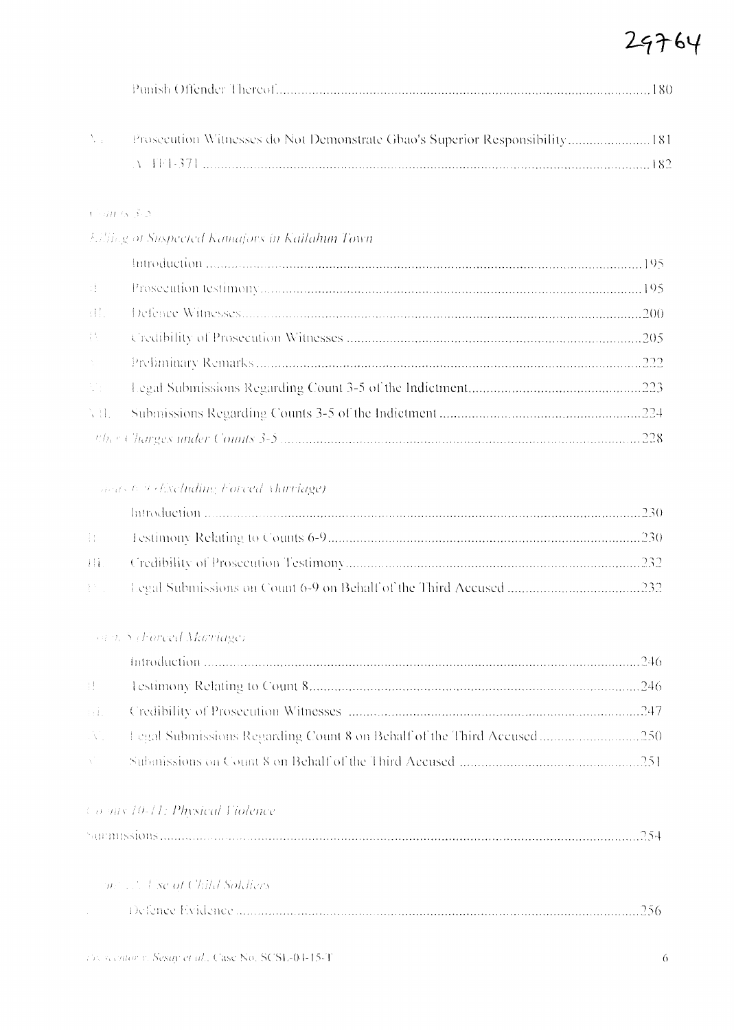29764

Punish Offender Thereof....................................................................................................180

X. Prosecution Witnesses do Not Demonstrate Gbao's Superior Responsibility......................181

A. TF1-371 ...........................................................................................................................182

*Counts 3-5*

*Killing of Suspected Kamajors in Kailahun Town*

Introduction ..........................................................................................................................195

I. Prosecution testimony........................................................................................................195

II. Defence Witnesses............................................................................................................200

IV. Credibility of Prosecution Witnesses ...............................................................................205

V. Preliminary Remarks.........................................................................................................222

VI. Legal Submissions Regarding Count 3-5 of the Indictment............................................223

VII. Submissions Regarding Counts 3-5 of the Indictment....................................................224

*Other Charges under Counts 3-5* ..........................................................................................228

*Counts 6-9 (Excluding Forced Marriage)*

Introduction ..........................................................................................................................230

II. Testimony Relating to Counts 6-9......................................................................................230

III. Credibility of Prosecution Testimony...............................................................................232

IV. Legal Submissions on Count 6-9 on Behalf of the Third Accused ....................................232

*Count 8 (Forced Marriage)*

Introduction ..........................................................................................................................246

II. Testimony Relating to Count 8..........................................................................................246

III. Credibility of Prosecution Witnesses ...............................................................................247

IV. Legal Submissions Regarding Count 8 on Behalf of the Third Accused...........................250

V. Submissions on Count 8 on Behalf of the Third Accused .................................................251

*Counts 10-11: Physical Violence*

Submissions...........................................................................................................................254

*Count 12: Use of Child Soldiers*

Defence Evidence ..................................................................................................................256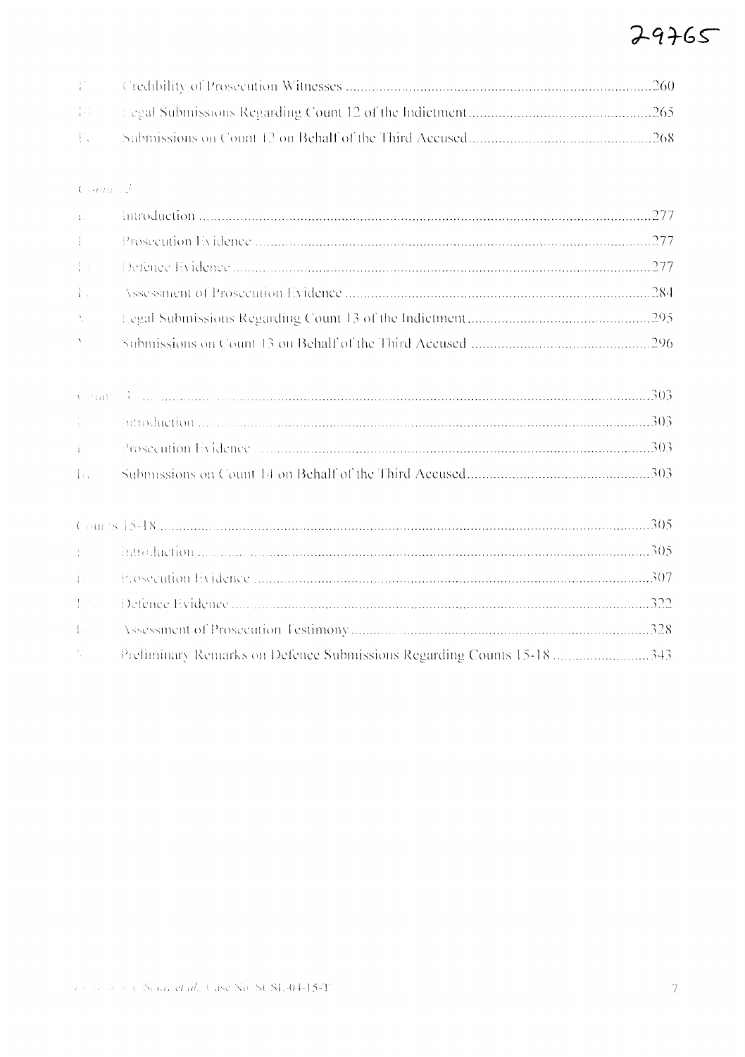| | | |
|---|---|---|
| F. | Credibility of Prosecution Witnesses | 260 |
| H. | Legal Submissions Regarding Count 12 of the Indictment | 265 |
| I. | Submissions on Count 12 on Behalf of the Third Accused | 268 |

*Count 13*

| | | |
|---|---|---|
| I. | Introduction | 277 |
| II. | Prosecution Evidence | 277 |
| III. | Defence Evidence | 277 |
| IV. | Assessment of Prosecution Evidence | 284 |
| V. | Legal Submissions Regarding Count 13 of the Indictment | 295 |
| VI. | Submissions on Count 13 on Behalf of the Third Accused | 296 |

Count 14 ..... 303

| | | |
|---|---|---|
| I. | Introduction | 303 |
| II. | Prosecution Evidence | 303 |
| III. | Submissions on Count 14 on Behalf of the Third Accused | 303 |

Counts 15-18 ..... 305

| | | |
|---|---|---|
| I. | Introduction | 305 |
| II. | Prosecution Evidence | 307 |
| III. | Defence Evidence | 322 |
| IV. | Assessment of Prosecution Testimony | 328 |
| V. | Preliminary Remarks on Defence Submissions Regarding Counts 15-18 | 343 |